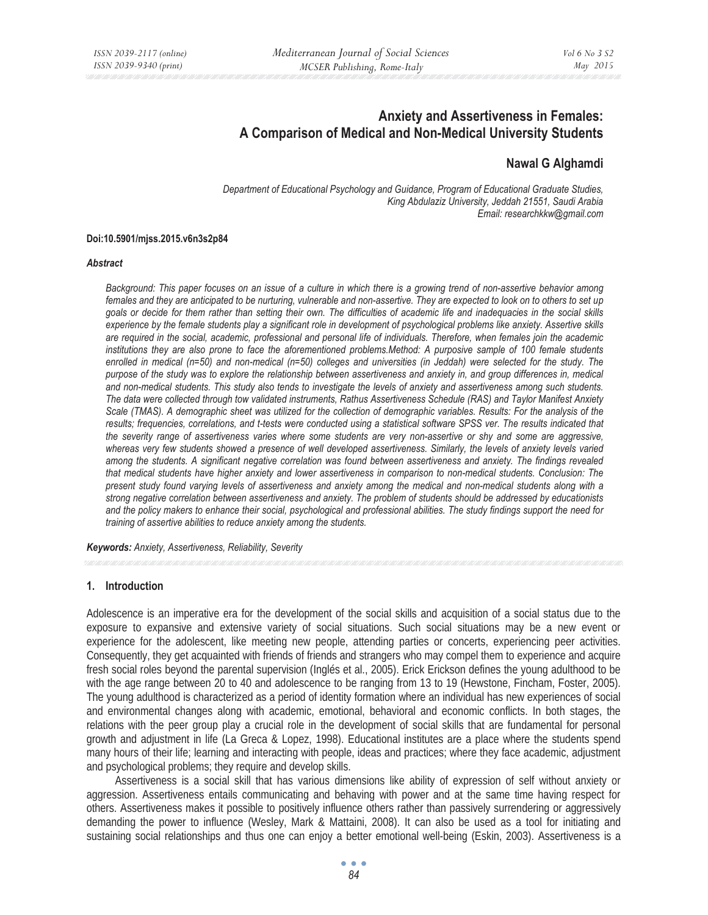# Anxiety and Assertiveness in Females: A Comparison of Medical and Non-Medical University Students

**Nawal G Alghamdi**

*Department of Educational Psychology and Guidance, Program of Educational Graduate Studies, King Abdulaziz University, Jeddah 21551, Saudi Arabia*
*Email: researchkkw@gmail.com*

**Doi:10.5901/mjss.2015.v6n3s2p84**

***Abstract***

*Background: This paper focuses on an issue of a culture in which there is a growing trend of non-assertive behavior among females and they are anticipated to be nurturing, vulnerable and non-assertive. They are expected to look on to others to set up goals or decide for them rather than setting their own. The difficulties of academic life and inadequacies in the social skills experience by the female students play a significant role in development of psychological problems like anxiety. Assertive skills are required in the social, academic, professional and personal life of individuals. Therefore, when females join the academic institutions they are also prone to face the aforementioned problems.Method: A purposive sample of 100 female students enrolled in medical (n=50) and non-medical (n=50) colleges and universities (in Jeddah) were selected for the study. The purpose of the study was to explore the relationship between assertiveness and anxiety in, and group differences in, medical and non-medical students. This study also tends to investigate the levels of anxiety and assertiveness among such students. The data were collected through tow validated instruments, Rathus Assertiveness Schedule (RAS) and Taylor Manifest Anxiety Scale (TMAS). A demographic sheet was utilized for the collection of demographic variables. Results: For the analysis of the results; frequencies, correlations, and t-tests were conducted using a statistical software SPSS ver. The results indicated that the severity range of assertiveness varies where some students are very non-assertive or shy and some are aggressive, whereas very few students showed a presence of well developed assertiveness. Similarly, the levels of anxiety levels varied among the students. A significant negative correlation was found between assertiveness and anxiety. The findings revealed that medical students have higher anxiety and lower assertiveness in comparison to non-medical students. Conclusion: The present study found varying levels of assertiveness and anxiety among the medical and non-medical students along with a strong negative correlation between assertiveness and anxiety. The problem of students should be addressed by educationists and the policy makers to enhance their social, psychological and professional abilities. The study findings support the need for training of assertive abilities to reduce anxiety among the students.*

***Keywords:*** *Anxiety, Assertiveness, Reliability, Severity*

## 1. Introduction

Adolescence is an imperative era for the development of the social skills and acquisition of a social status due to the exposure to expansive and extensive variety of social situations. Such social situations may be a new event or experience for the adolescent, like meeting new people, attending parties or concerts, experiencing peer activities. Consequently, they get acquainted with friends of friends and strangers who may compel them to experience and acquire fresh social roles beyond the parental supervision (Inglés et al., 2005). Erick Erickson defines the young adulthood to be with the age range between 20 to 40 and adolescence to be ranging from 13 to 19 (Hewstone, Fincham, Foster, 2005). The young adulthood is characterized as a period of identity formation where an individual has new experiences of social and environmental changes along with academic, emotional, behavioral and economic conflicts. In both stages, the relations with the peer group play a crucial role in the development of social skills that are fundamental for personal growth and adjustment in life (La Greca & Lopez, 1998). Educational institutes are a place where the students spend many hours of their life; learning and interacting with people, ideas and practices; where they face academic, adjustment and psychological problems; they require and develop skills.

Assertiveness is a social skill that has various dimensions like ability of expression of self without anxiety or aggression. Assertiveness entails communicating and behaving with power and at the same time having respect for others. Assertiveness makes it possible to positively influence others rather than passively surrendering or aggressively demanding the power to influence (Wesley, Mark & Mattaini, 2008). It can also be used as a tool for initiating and sustaining social relationships and thus one can enjoy a better emotional well-being (Eskin, 2003). Assertiveness is a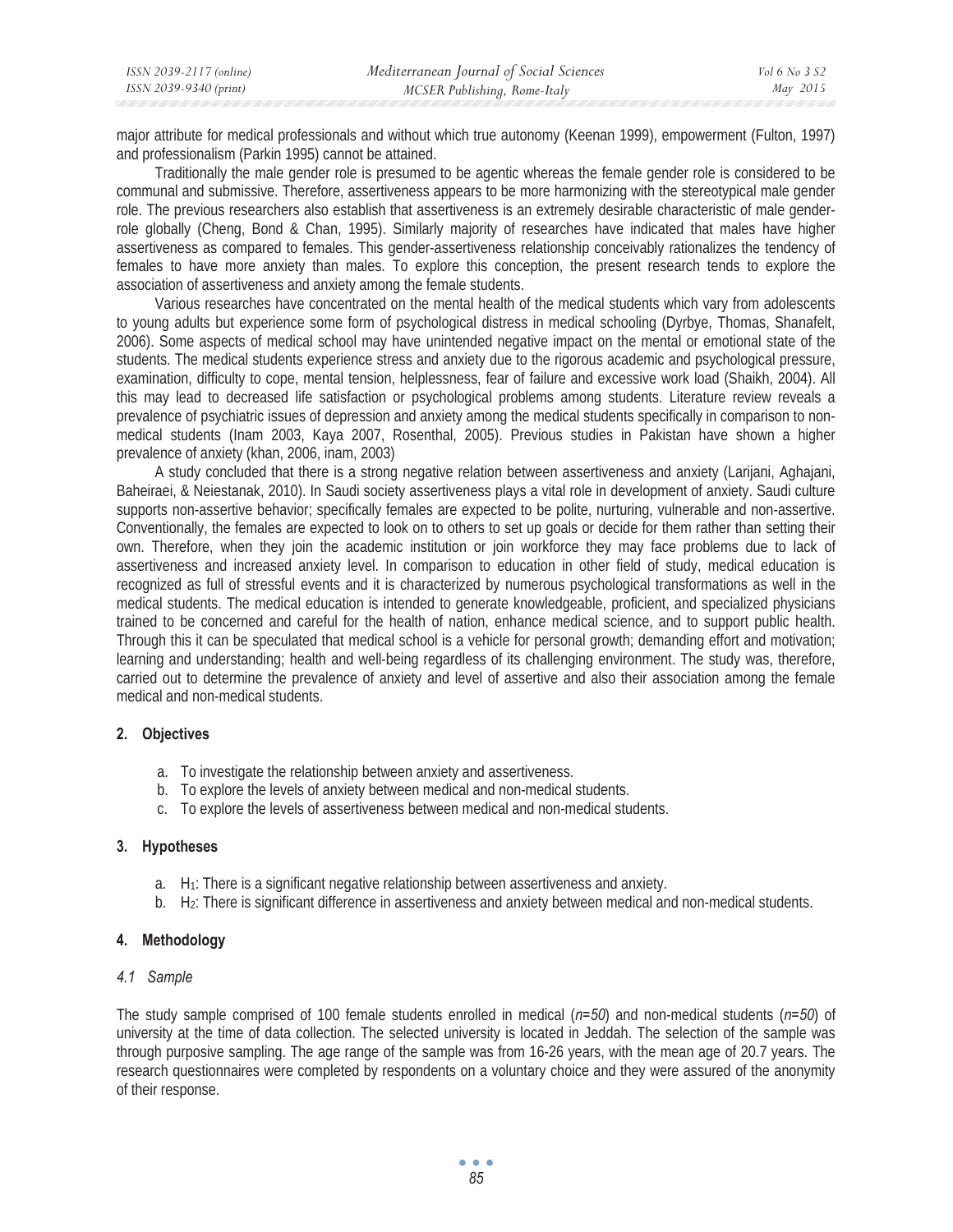major attribute for medical professionals and without which true autonomy (Keenan 1999), empowerment (Fulton, 1997) and professionalism (Parkin 1995) cannot be attained.

Traditionally the male gender role is presumed to be agentic whereas the female gender role is considered to be communal and submissive. Therefore, assertiveness appears to be more harmonizing with the stereotypical male gender role. The previous researchers also establish that assertiveness is an extremely desirable characteristic of male gender-role globally (Cheng, Bond & Chan, 1995). Similarly majority of researches have indicated that males have higher assertiveness as compared to females. This gender-assertiveness relationship conceivably rationalizes the tendency of females to have more anxiety than males. To explore this conception, the present research tends to explore the association of assertiveness and anxiety among the female students.

Various researches have concentrated on the mental health of the medical students which vary from adolescents to young adults but experience some form of psychological distress in medical schooling (Dyrbye, Thomas, Shanafelt, 2006). Some aspects of medical school may have unintended negative impact on the mental or emotional state of the students. The medical students experience stress and anxiety due to the rigorous academic and psychological pressure, examination, difficulty to cope, mental tension, helplessness, fear of failure and excessive work load (Shaikh, 2004). All this may lead to decreased life satisfaction or psychological problems among students. Literature review reveals a prevalence of psychiatric issues of depression and anxiety among the medical students specifically in comparison to non-medical students (Inam 2003, Kaya 2007, Rosenthal, 2005). Previous studies in Pakistan have shown a higher prevalence of anxiety (khan, 2006, inam, 2003)

A study concluded that there is a strong negative relation between assertiveness and anxiety (Larijani, Aghajani, Baheiraei, & Neiestanak, 2010). In Saudi society assertiveness plays a vital role in development of anxiety. Saudi culture supports non-assertive behavior; specifically females are expected to be polite, nurturing, vulnerable and non-assertive. Conventionally, the females are expected to look on to others to set up goals or decide for them rather than setting their own. Therefore, when they join the academic institution or join workforce they may face problems due to lack of assertiveness and increased anxiety level. In comparison to education in other field of study, medical education is recognized as full of stressful events and it is characterized by numerous psychological transformations as well in the medical students. The medical education is intended to generate knowledgeable, proficient, and specialized physicians trained to be concerned and careful for the health of nation, enhance medical science, and to support public health. Through this it can be speculated that medical school is a vehicle for personal growth; demanding effort and motivation; learning and understanding; health and well-being regardless of its challenging environment. The study was, therefore, carried out to determine the prevalence of anxiety and level of assertive and also their association among the female medical and non-medical students.

## 2. Objectives

a. To investigate the relationship between anxiety and assertiveness.
b. To explore the levels of anxiety between medical and non-medical students.
c. To explore the levels of assertiveness between medical and non-medical students.

## 3. Hypotheses

a. $H_1$: There is a significant negative relationship between assertiveness and anxiety.
b. $H_2$: There is significant difference in assertiveness and anxiety between medical and non-medical students.

## 4. Methodology

### 4.1 Sample

The study sample comprised of 100 female students enrolled in medical (*n=50*) and non-medical students (*n=50*) of university at the time of data collection. The selected university is located in Jeddah. The selection of the sample was through purposive sampling. The age range of the sample was from 16-26 years, with the mean age of 20.7 years. The research questionnaires were completed by respondents on a voluntary choice and they were assured of the anonymity of their response.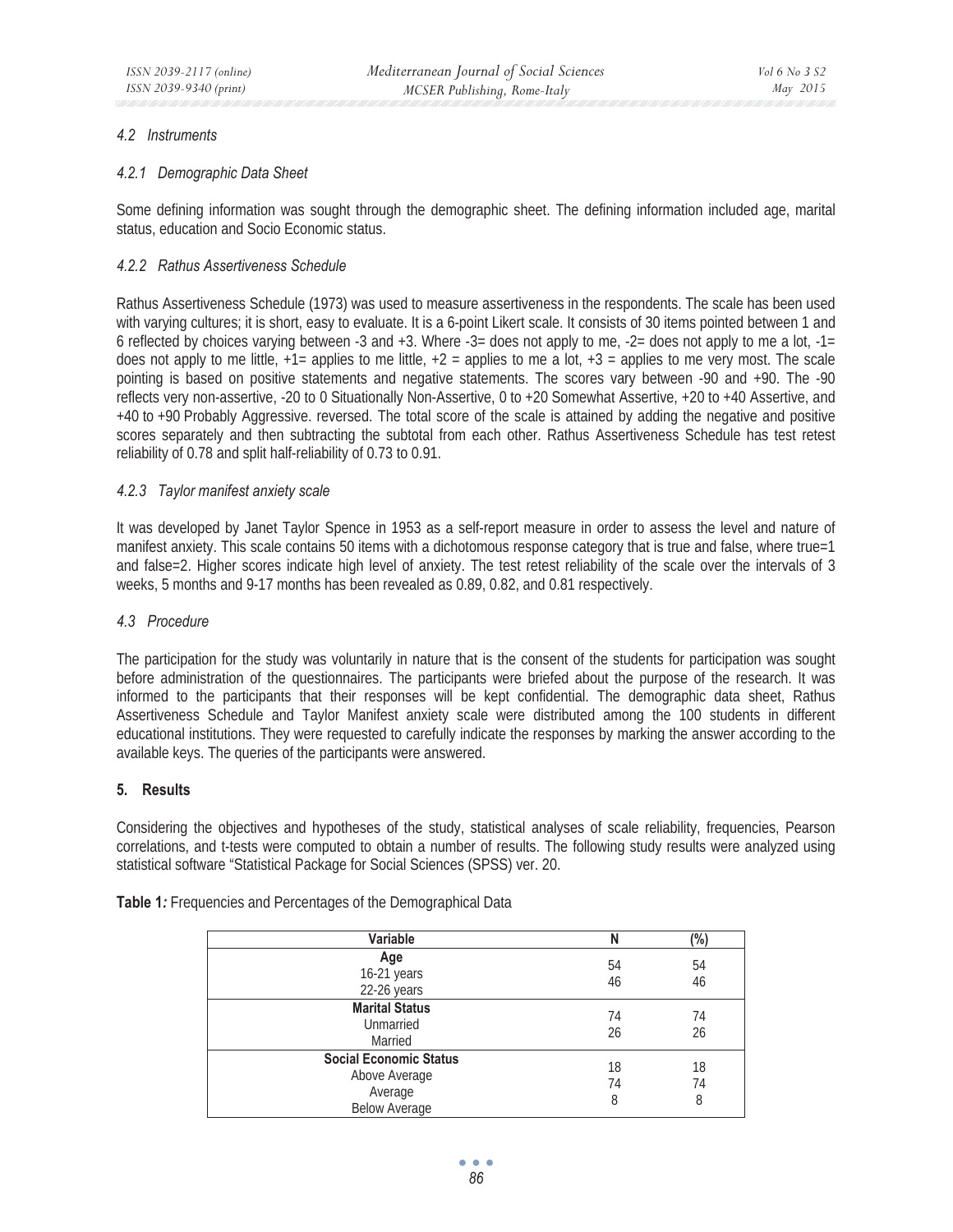### 4.2 Instruments

#### 4.2.1 Demographic Data Sheet

Some defining information was sought through the demographic sheet. The defining information included age, marital status, education and Socio Economic status.

#### 4.2.2 Rathus Assertiveness Schedule

Rathus Assertiveness Schedule (1973) was used to measure assertiveness in the respondents. The scale has been used with varying cultures; it is short, easy to evaluate. It is a 6-point Likert scale. It consists of 30 items pointed between 1 and 6 reflected by choices varying between -3 and +3. Where -3= does not apply to me, -2= does not apply to me a lot, -1= does not apply to me little, +1= applies to me little, +2 = applies to me a lot, +3 = applies to me very most. The scale pointing is based on positive statements and negative statements. The scores vary between -90 and +90. The -90 reflects very non-assertive, -20 to 0 Situationally Non-Assertive, 0 to +20 Somewhat Assertive, +20 to +40 Assertive, and +40 to +90 Probably Aggressive. reversed. The total score of the scale is attained by adding the negative and positive scores separately and then subtracting the subtotal from each other. Rathus Assertiveness Schedule has test retest reliability of 0.78 and split half-reliability of 0.73 to 0.91.

#### 4.2.3 Taylor manifest anxiety scale

It was developed by Janet Taylor Spence in 1953 as a self-report measure in order to assess the level and nature of manifest anxiety. This scale contains 50 items with a dichotomous response category that is true and false, where true=1 and false=2. Higher scores indicate high level of anxiety. The test retest reliability of the scale over the intervals of 3 weeks, 5 months and 9-17 months has been revealed as 0.89, 0.82, and 0.81 respectively.

### 4.3 Procedure

The participation for the study was voluntarily in nature that is the consent of the students for participation was sought before administration of the questionnaires. The participants were briefed about the purpose of the research. It was informed to the participants that their responses will be kept confidential. The demographic data sheet, Rathus Assertiveness Schedule and Taylor Manifest anxiety scale were distributed among the 100 students in different educational institutions. They were requested to carefully indicate the responses by marking the answer according to the available keys. The queries of the participants were answered.

## 5. Results

Considering the objectives and hypotheses of the study, statistical analyses of scale reliability, frequencies, Pearson correlations, and t-tests were computed to obtain a number of results. The following study results were analyzed using statistical software "Statistical Package for Social Sciences (SPSS) ver. 20.

**Table 1***:* Frequencies and Percentages of the Demographical Data

| Variable | N | (%) |
|---|---|---|
| **Age** | | |
| 16-21 years | 54 | 54 |
| 22-26 years | 46 | 46 |
| **Marital Status** | | |
| Unmarried | 74 | 74 |
| Married | 26 | 26 |
| **Social Economic Status** | | |
| Above Average | 18 | 18 |
| Average | 74 | 74 |
| Below Average | 8 | 8 |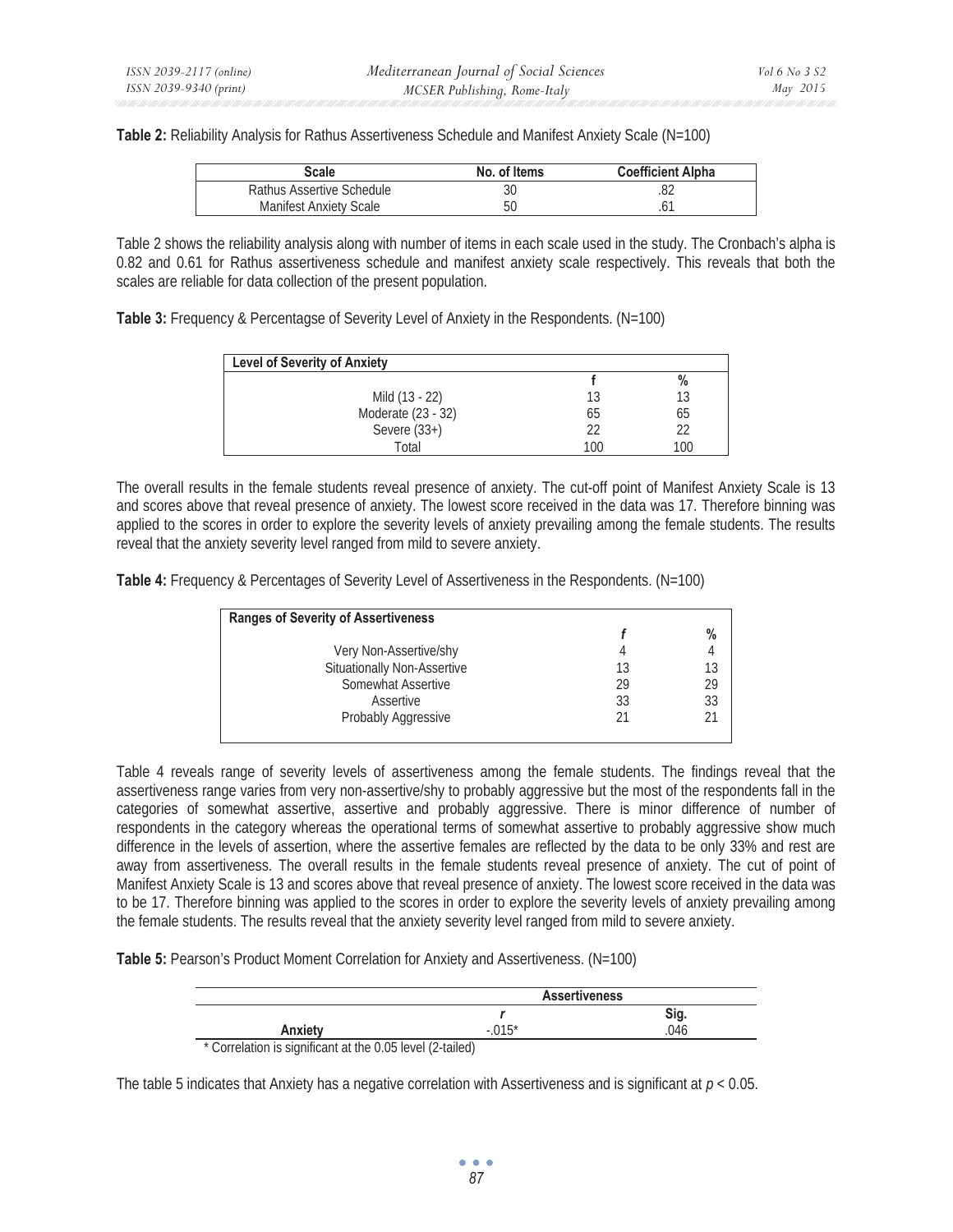**Table 2:** Reliability Analysis for Rathus Assertiveness Schedule and Manifest Anxiety Scale (N=100)

| Scale | No. of Items | Coefficient Alpha |
|---|---|---|
| Rathus Assertive Schedule | 30 | .82 |
| Manifest Anxiety Scale | 50 | .61 |

Table 2 shows the reliability analysis along with number of items in each scale used in the study. The Cronbach's alpha is 0.82 and 0.61 for Rathus assertiveness schedule and manifest anxiety scale respectively. This reveals that both the scales are reliable for data collection of the present population.

**Table 3:** Frequency & Percentagse of Severity Level of Anxiety in the Respondents. (N=100)

| Level of Severity of Anxiety | | |
|---|---|---|
| | f | % |
| Mild (13 - 22) | 13 | 13 |
| Moderate (23 - 32) | 65 | 65 |
| Severe (33+) | 22 | 22 |
| Total | 100 | 100 |

The overall results in the female students reveal presence of anxiety. The cut-off point of Manifest Anxiety Scale is 13 and scores above that reveal presence of anxiety. The lowest score received in the data was 17. Therefore binning was applied to the scores in order to explore the severity levels of anxiety prevailing among the female students. The results reveal that the anxiety severity level ranged from mild to severe anxiety.

**Table 4:** Frequency & Percentages of Severity Level of Assertiveness in the Respondents. (N=100)

| Ranges of Severity of Assertiveness | | |
|---|---|---|
| | *f* | % |
| Very Non-Assertive/shy | 4 | 4 |
| Situationally Non-Assertive | 13 | 13 |
| Somewhat Assertive | 29 | 29 |
| Assertive | 33 | 33 |
| Probably Aggressive | 21 | 21 |

Table 4 reveals range of severity levels of assertiveness among the female students. The findings reveal that the assertiveness range varies from very non-assertive/shy to probably aggressive but the most of the respondents fall in the categories of somewhat assertive, assertive and probably aggressive. There is minor difference of number of respondents in the category whereas the operational terms of somewhat assertive to probably aggressive show much difference in the levels of assertion, where the assertive females are reflected by the data to be only 33% and rest are away from assertiveness. The overall results in the female students reveal presence of anxiety. The cut of point of Manifest Anxiety Scale is 13 and scores above that reveal presence of anxiety. The lowest score received in the data was to be 17. Therefore binning was applied to the scores in order to explore the severity levels of anxiety prevailing among the female students. The results reveal that the anxiety severity level ranged from mild to severe anxiety.

**Table 5:** Pearson's Product Moment Correlation for Anxiety and Assertiveness. (N=100)

| | Assertiveness | |
|---|---|---|
| | *r* | Sig. |
| **Anxiety** | -.015* | .046 |

\* Correlation is significant at the 0.05 level (2-tailed)

The table 5 indicates that Anxiety has a negative correlation with Assertiveness and is significant at $p < 0.05$.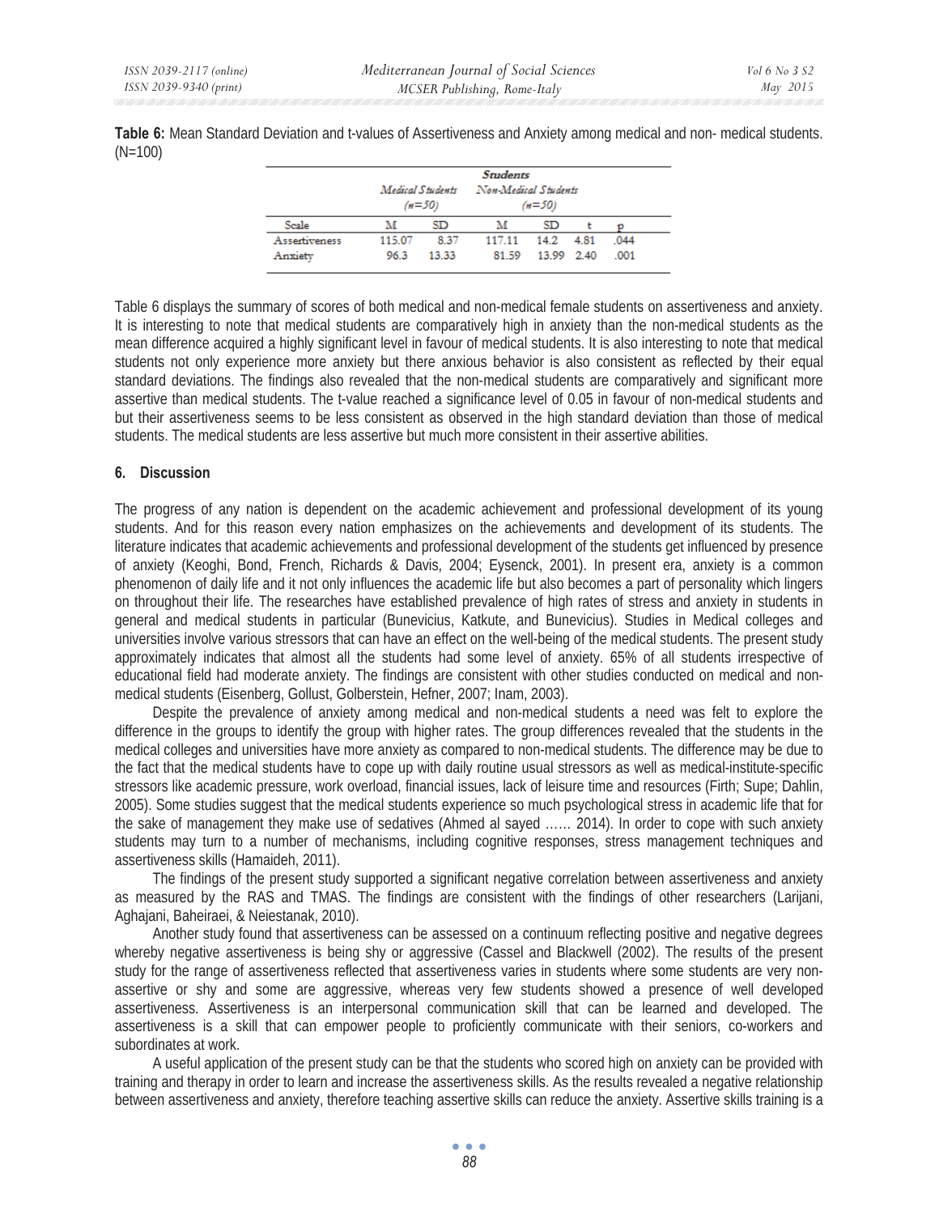**Table 6:** Mean Standard Deviation and t-values of Assertiveness and Anxiety among medical and non- medical students. (N=100)

| | Students | | | | | |
|---|---|---|---|---|---|---|
| | Medical Students (n=50) | | Non-Medical Students (n=50) | | | |
| Scale | M | SD | M | SD | t | p |
| Assertiveness | 115.07 | 8.37 | 117.11 | 14.2 | 4.81 | .044 |
| Anxiety | 96.3 | 13.33 | 81.59 | 13.99 | 2.40 | .001 |

Table 6 displays the summary of scores of both medical and non-medical female students on assertiveness and anxiety. It is interesting to note that medical students are comparatively high in anxiety than the non-medical students as the mean difference acquired a highly significant level in favour of medical students. It is also interesting to note that medical students not only experience more anxiety but there anxious behavior is also consistent as reflected by their equal standard deviations. The findings also revealed that the non-medical students are comparatively and significant more assertive than medical students. The t-value reached a significance level of 0.05 in favour of non-medical students and but their assertiveness seems to be less consistent as observed in the high standard deviation than those of medical students. The medical students are less assertive but much more consistent in their assertive abilities.

## 6. Discussion

The progress of any nation is dependent on the academic achievement and professional development of its young students. And for this reason every nation emphasizes on the achievements and development of its students. The literature indicates that academic achievements and professional development of the students get influenced by presence of anxiety (Keoghi, Bond, French, Richards & Davis, 2004; Eysenck, 2001). In present era, anxiety is a common phenomenon of daily life and it not only influences the academic life but also becomes a part of personality which lingers on throughout their life. The researches have established prevalence of high rates of stress and anxiety in students in general and medical students in particular (Bunevicius, Katkute, and Bunevicius). Studies in Medical colleges and universities involve various stressors that can have an effect on the well-being of the medical students. The present study approximately indicates that almost all the students had some level of anxiety. 65% of all students irrespective of educational field had moderate anxiety. The findings are consistent with other studies conducted on medical and non-medical students (Eisenberg, Gollust, Golberstein, Hefner, 2007; Inam, 2003).

Despite the prevalence of anxiety among medical and non-medical students a need was felt to explore the difference in the groups to identify the group with higher rates. The group differences revealed that the students in the medical colleges and universities have more anxiety as compared to non-medical students. The difference may be due to the fact that the medical students have to cope up with daily routine usual stressors as well as medical-institute-specific stressors like academic pressure, work overload, financial issues, lack of leisure time and resources (Firth; Supe; Dahlin, 2005). Some studies suggest that the medical students experience so much psychological stress in academic life that for the sake of management they make use of sedatives (Ahmed al sayed …… 2014). In order to cope with such anxiety students may turn to a number of mechanisms, including cognitive responses, stress management techniques and assertiveness skills (Hamaideh, 2011).

The findings of the present study supported a significant negative correlation between assertiveness and anxiety as measured by the RAS and TMAS. The findings are consistent with the findings of other researchers (Larijani, Aghajani, Baheiraei, & Neiestanak, 2010).

Another study found that assertiveness can be assessed on a continuum reflecting positive and negative degrees whereby negative assertiveness is being shy or aggressive (Cassel and Blackwell (2002). The results of the present study for the range of assertiveness reflected that assertiveness varies in students where some students are very non-assertive or shy and some are aggressive, whereas very few students showed a presence of well developed assertiveness. Assertiveness is an interpersonal communication skill that can be learned and developed. The assertiveness is a skill that can empower people to proficiently communicate with their seniors, co-workers and subordinates at work.

A useful application of the present study can be that the students who scored high on anxiety can be provided with training and therapy in order to learn and increase the assertiveness skills. As the results revealed a negative relationship between assertiveness and anxiety, therefore teaching assertive skills can reduce the anxiety. Assertive skills training is a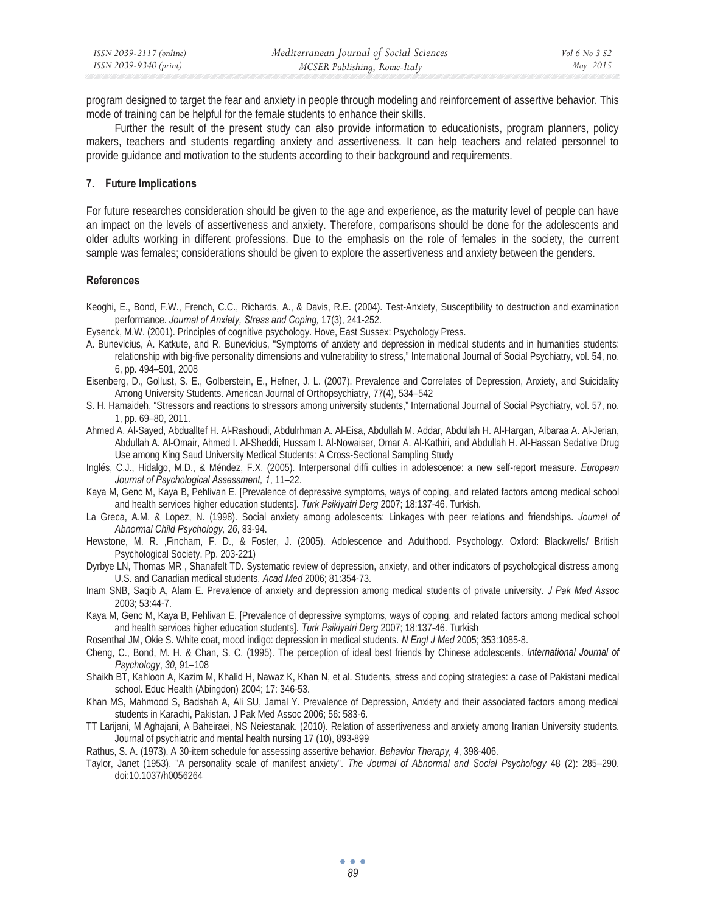program designed to target the fear and anxiety in people through modeling and reinforcement of assertive behavior. This mode of training can be helpful for the female students to enhance their skills.

Further the result of the present study can also provide information to educationists, program planners, policy makers, teachers and students regarding anxiety and assertiveness. It can help teachers and related personnel to provide guidance and motivation to the students according to their background and requirements.

## 7. Future Implications

For future researches consideration should be given to the age and experience, as the maturity level of people can have an impact on the levels of assertiveness and anxiety. Therefore, comparisons should be done for the adolescents and older adults working in different professions. Due to the emphasis on the role of females in the society, the current sample was females; considerations should be given to explore the assertiveness and anxiety between the genders.

## References

Keoghi, E., Bond, F.W., French, C.C., Richards, A., & Davis, R.E. (2004). Test-Anxiety, Susceptibility to destruction and examination performance. *Journal of Anxiety, Stress and Coping,* 17(3), 241-252.

Eysenck, M.W. (2001). Principles of cognitive psychology. Hove, East Sussex: Psychology Press.

A. Bunevicius, A. Katkute, and R. Bunevicius, "Symptoms of anxiety and depression in medical students and in humanities students: relationship with big-five personality dimensions and vulnerability to stress," International Journal of Social Psychiatry, vol. 54, no. 6, pp. 494–501, 2008

Eisenberg, D., Gollust, S. E., Golberstein, E., Hefner, J. L. (2007). Prevalence and Correlates of Depression, Anxiety, and Suicidality Among University Students. American Journal of Orthopsychiatry, 77(4), 534–542

S. H. Hamaideh, "Stressors and reactions to stressors among university students," International Journal of Social Psychiatry, vol. 57, no. 1, pp. 69–80, 2011.

Ahmed A. Al-Sayed, Abdualltef H. Al-Rashoudi, Abdulrhman A. Al-Eisa, Abdullah M. Addar, Abdullah H. Al-Hargan, Albaraa A. Al-Jerian, Abdullah A. Al-Omair, Ahmed I. Al-Sheddi, Hussam I. Al-Nowaiser, Omar A. Al-Kathiri, and Abdullah H. Al-Hassan Sedative Drug Use among King Saud University Medical Students: A Cross-Sectional Sampling Study

Inglés, C.J., Hidalgo, M.D., & Méndez, F.X. (2005). Interpersonal diffi culties in adolescence: a new self-report measure. *European Journal of Psychological Assessment, 1*, 11–22.

Kaya M, Genc M, Kaya B, Pehlivan E. [Prevalence of depressive symptoms, ways of coping, and related factors among medical school and health services higher education students]. *Turk Psikiyatri Derg* 2007; 18:137-46. Turkish.

La Greca, A.M. & Lopez, N. (1998). Social anxiety among adolescents: Linkages with peer relations and friendships. *Journal of Abnormal Child Psychology, 26*, 83-94.

Hewstone, M. R. ,Fincham, F. D., & Foster, J. (2005). Adolescence and Adulthood. Psychology. Oxford: Blackwells/ British Psychological Society. Pp. 203-221)

Dyrbye LN, Thomas MR , Shanafelt TD. Systematic review of depression, anxiety, and other indicators of psychological distress among U.S. and Canadian medical students. *Acad Med* 2006; 81:354-73.

Inam SNB, Saqib A, Alam E. Prevalence of anxiety and depression among medical students of private university. *J Pak Med Assoc* 2003; 53:44-7.

Kaya M, Genc M, Kaya B, Pehlivan E. [Prevalence of depressive symptoms, ways of coping, and related factors among medical school and health services higher education students]. *Turk Psikiyatri Derg* 2007; 18:137-46. Turkish

Rosenthal JM, Okie S. White coat, mood indigo: depression in medical students. *N Engl J Med* 2005; 353:1085-8.

Cheng, C., Bond, M. H. & Chan, S. C. (1995). The perception of ideal best friends by Chinese adolescents. *International Journal of Psychology*, *30*, 91–108

Shaikh BT, Kahloon A, Kazim M, Khalid H, Nawaz K, Khan N, et al. Students, stress and coping strategies: a case of Pakistani medical school. Educ Health (Abingdon) 2004; 17: 346-53.

Khan MS, Mahmood S, Badshah A, Ali SU, Jamal Y. Prevalence of Depression, Anxiety and their associated factors among medical students in Karachi, Pakistan. J Pak Med Assoc 2006; 56: 583-6.

TT Larijani, M Aghajani, A Baheiraei, NS Neiestanak. (2010). Relation of assertiveness and anxiety among Iranian University students. Journal of psychiatric and mental health nursing 17 (10), 893-899

Rathus, S. A. (1973). A 30-item schedule for assessing assertive behavior. *Behavior Therapy*, *4*, 398-406.

Taylor, Janet (1953). "A personality scale of manifest anxiety". *The Journal of Abnormal and Social Psychology* 48 (2): 285–290. doi:10.1037/h0056264